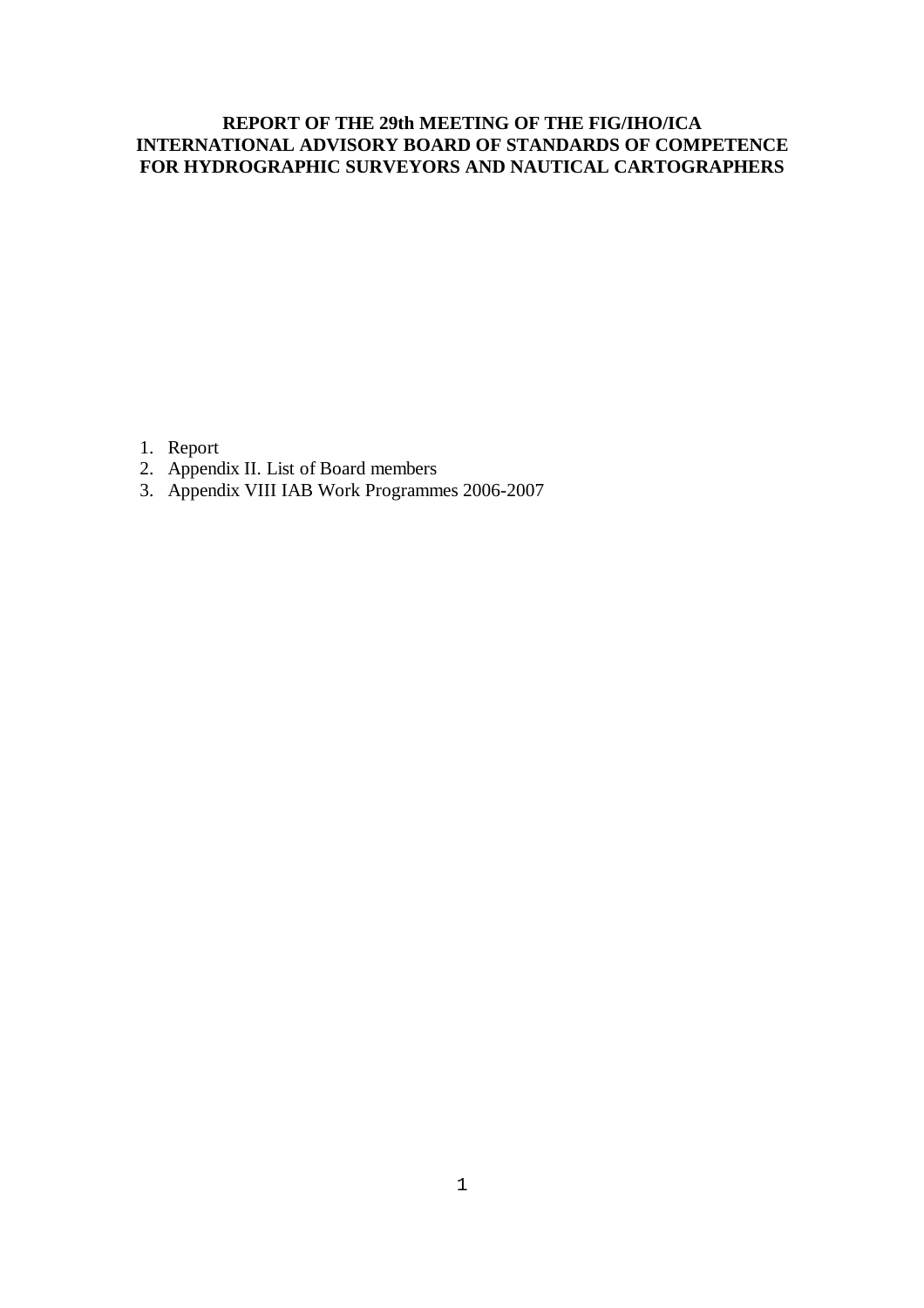# REPORT OF THE 29th MEETING OF THE FIG/IHO/ICA INTERNATIONAL ADVISORY BOARD OF STANDARDS OF COMPETENCE FOR HYDROGRAPHIC SURVEYORS AND NAUTICAL CARTOGRAPHERS

1. Report
2. Appendix II. List of Board members
3. Appendix VIII IAB Work Programmes 2006-2007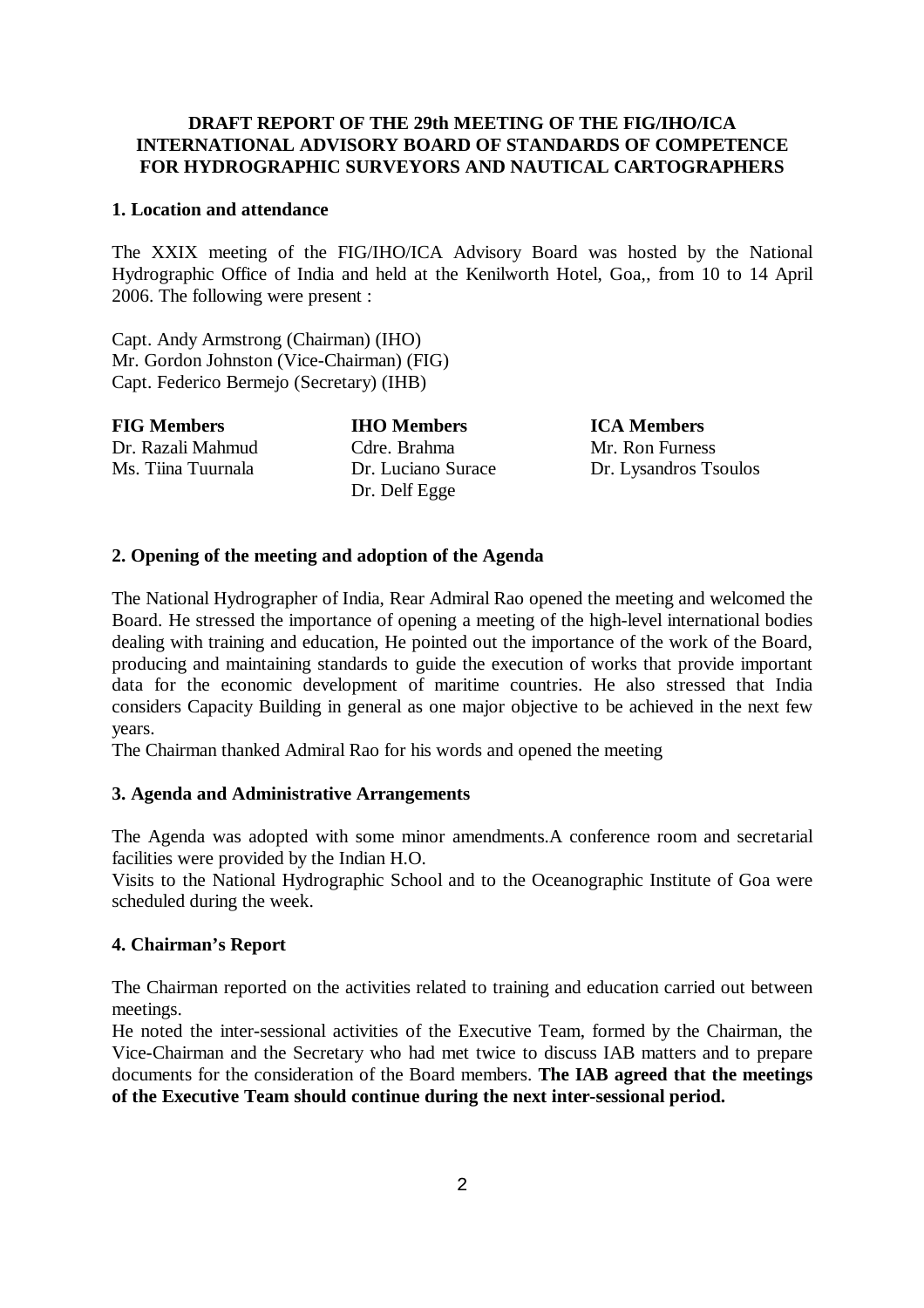**DRAFT REPORT OF THE 29th MEETING OF THE FIG/IHO/ICA INTERNATIONAL ADVISORY BOARD OF STANDARDS OF COMPETENCE FOR HYDROGRAPHIC SURVEYORS AND NAUTICAL CARTOGRAPHERS**

## 1. Location and attendance

The XXIX meeting of the FIG/IHO/ICA Advisory Board was hosted by the National Hydrographic Office of India and held at the Kenilworth Hotel, Goa,, from 10 to 14 April 2006. The following were present :

Capt. Andy Armstrong (Chairman) (IHO)
Mr. Gordon Johnston (Vice-Chairman) (FIG)
Capt. Federico Bermejo (Secretary) (IHB)

| **FIG Members** | **IHO Members** | **ICA Members** |
|---|---|---|
| Dr. Razali Mahmud | Cdre. Brahma | Mr. Ron Furness |
| Ms. Tiina Tuurnala | Dr. Luciano Surace | Dr. Lysandros Tsoulos |
| | Dr. Delf Egge | |

## 2. Opening of the meeting and adoption of the Agenda

The National Hydrographer of India, Rear Admiral Rao opened the meeting and welcomed the Board. He stressed the importance of opening a meeting of the high-level international bodies dealing with training and education, He pointed out the importance of the work of the Board, producing and maintaining standards to guide the execution of works that provide important data for the economic development of maritime countries. He also stressed that India considers Capacity Building in general as one major objective to be achieved in the next few years.

The Chairman thanked Admiral Rao for his words and opened the meeting

## 3. Agenda and Administrative Arrangements

The Agenda was adopted with some minor amendments.A conference room and secretarial facilities were provided by the Indian H.O.

Visits to the National Hydrographic School and to the Oceanographic Institute of Goa were scheduled during the week.

## 4. Chairman's Report

The Chairman reported on the activities related to training and education carried out between meetings.

He noted the inter-sessional activities of the Executive Team, formed by the Chairman, the Vice-Chairman and the Secretary who had met twice to discuss IAB matters and to prepare documents for the consideration of the Board members. **The IAB agreed that the meetings of the Executive Team should continue during the next inter-sessional period.**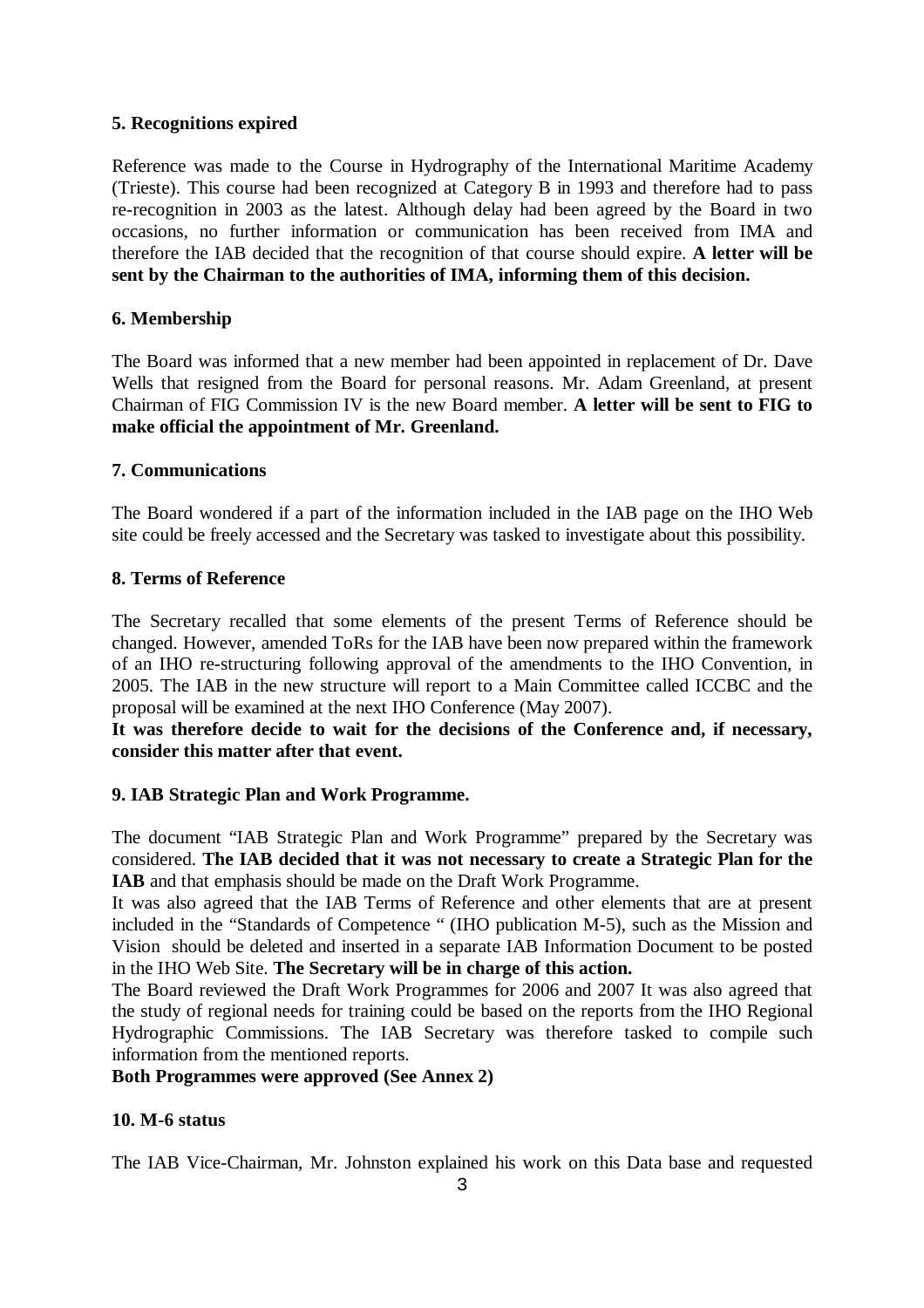**5. Recognitions expired**

Reference was made to the Course in Hydrography of the International Maritime Academy (Trieste). This course had been recognized at Category B in 1993 and therefore had to pass re-recognition in 2003 as the latest. Although delay had been agreed by the Board in two occasions, no further information or communication has been received from IMA and therefore the IAB decided that the recognition of that course should expire. **A letter will be sent by the Chairman to the authorities of IMA, informing them of this decision.**

**6. Membership**

The Board was informed that a new member had been appointed in replacement of Dr. Dave Wells that resigned from the Board for personal reasons. Mr. Adam Greenland, at present Chairman of FIG Commission IV is the new Board member. **A letter will be sent to FIG to make official the appointment of Mr. Greenland.**

**7. Communications**

The Board wondered if a part of the information included in the IAB page on the IHO Web site could be freely accessed and the Secretary was tasked to investigate about this possibility.

**8. Terms of Reference**

The Secretary recalled that some elements of the present Terms of Reference should be changed. However, amended ToRs for the IAB have been now prepared within the framework of an IHO re-structuring following approval of the amendments to the IHO Convention, in 2005. The IAB in the new structure will report to a Main Committee called ICCBC and the proposal will be examined at the next IHO Conference (May 2007).
**It was therefore decide to wait for the decisions of the Conference and, if necessary, consider this matter after that event.**

**9. IAB Strategic Plan and Work Programme.**

The document "IAB Strategic Plan and Work Programme" prepared by the Secretary was considered. **The IAB decided that it was not necessary to create a Strategic Plan for the IAB** and that emphasis should be made on the Draft Work Programme.
It was also agreed that the IAB Terms of Reference and other elements that are at present included in the "Standards of Competence " (IHO publication M-5), such as the Mission and Vision should be deleted and inserted in a separate IAB Information Document to be posted in the IHO Web Site. **The Secretary will be in charge of this action.**
The Board reviewed the Draft Work Programmes for 2006 and 2007 It was also agreed that the study of regional needs for training could be based on the reports from the IHO Regional Hydrographic Commissions. The IAB Secretary was therefore tasked to compile such information from the mentioned reports.
**Both Programmes were approved (See Annex 2)**

**10. M-6 status**

The IAB Vice-Chairman, Mr. Johnston explained his work on this Data base and requested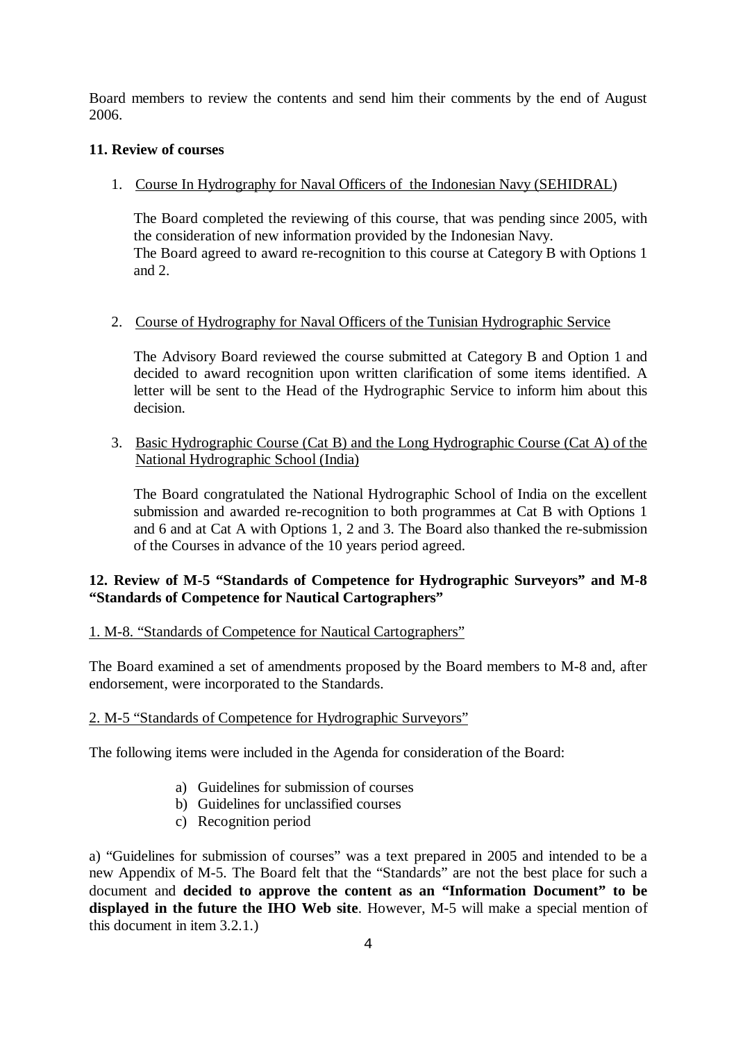Board members to review the contents and send him their comments by the end of August 2006.

**11. Review of courses**

1. Course In Hydrography for Naval Officers of the Indonesian Navy (SEHIDRAL)

   The Board completed the reviewing of this course, that was pending since 2005, with the consideration of new information provided by the Indonesian Navy.
   The Board agreed to award re-recognition to this course at Category B with Options 1 and 2.

2. Course of Hydrography for Naval Officers of the Tunisian Hydrographic Service

   The Advisory Board reviewed the course submitted at Category B and Option 1 and decided to award recognition upon written clarification of some items identified. A letter will be sent to the Head of the Hydrographic Service to inform him about this decision.

3. Basic Hydrographic Course (Cat B) and the Long Hydrographic Course (Cat A) of the National Hydrographic School (India)

   The Board congratulated the National Hydrographic School of India on the excellent submission and awarded re-recognition to both programmes at Cat B with Options 1 and 6 and at Cat A with Options 1, 2 and 3. The Board also thanked the re-submission of the Courses in advance of the 10 years period agreed.

**12. Review of M-5 "Standards of Competence for Hydrographic Surveyors" and M-8 "Standards of Competence for Nautical Cartographers"**

1. M-8. "Standards of Competence for Nautical Cartographers"

The Board examined a set of amendments proposed by the Board members to M-8 and, after endorsement, were incorporated to the Standards.

2. M-5 "Standards of Competence for Hydrographic Surveyors"

The following items were included in the Agenda for consideration of the Board:

a) Guidelines for submission of courses
b) Guidelines for unclassified courses
c) Recognition period

a) "Guidelines for submission of courses" was a text prepared in 2005 and intended to be a new Appendix of M-5. The Board felt that the "Standards" are not the best place for such a document and **decided to approve the content as an "Information Document" to be displayed in the future the IHO Web site**. However, M-5 will make a special mention of this document in item 3.2.1.)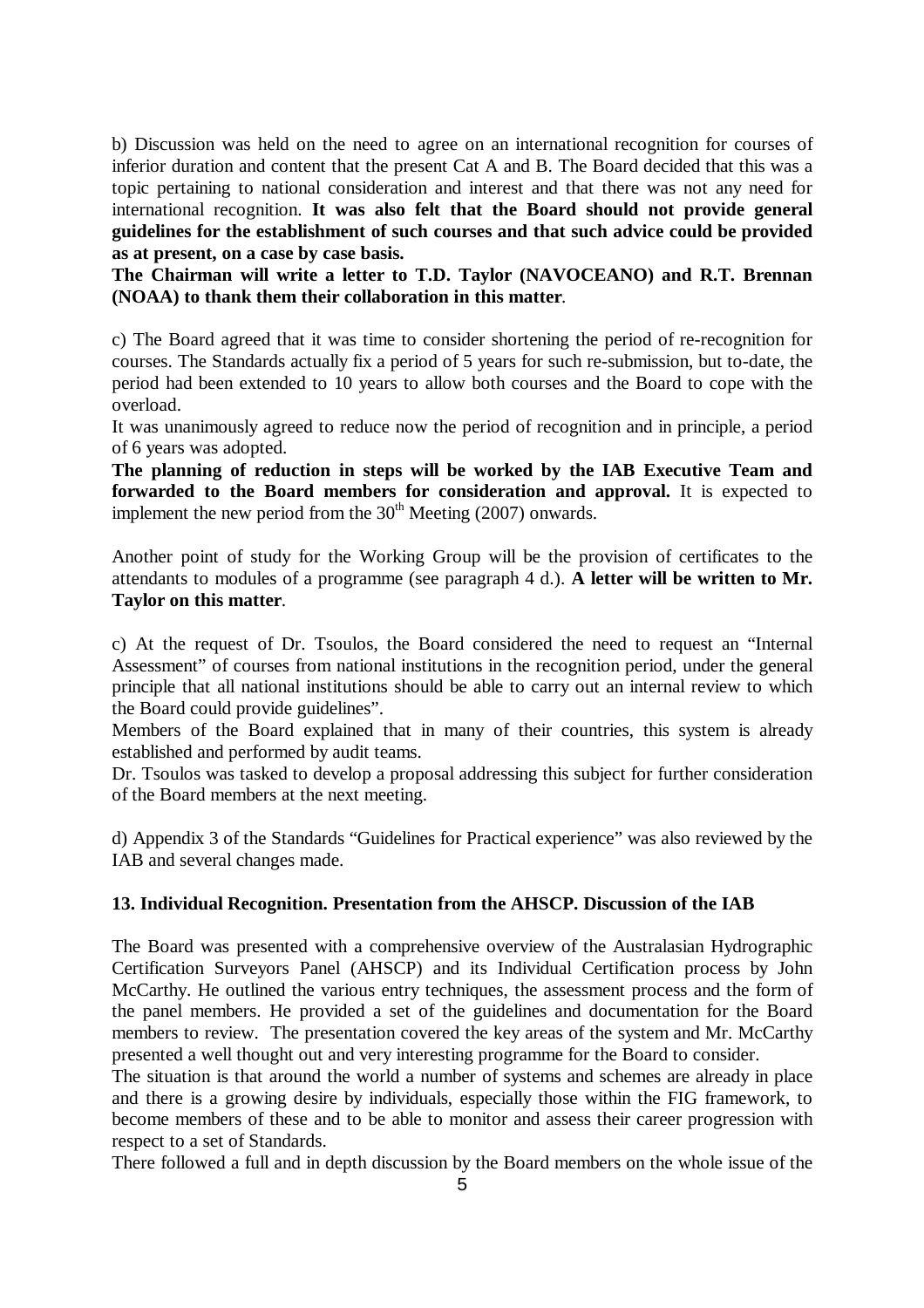b) Discussion was held on the need to agree on an international recognition for courses of inferior duration and content that the present Cat A and B. The Board decided that this was a topic pertaining to national consideration and interest and that there was not any need for international recognition. **It was also felt that the Board should not provide general guidelines for the establishment of such courses and that such advice could be provided as at present, on a case by case basis.**

**The Chairman will write a letter to T.D. Taylor (NAVOCEANO) and R.T. Brennan (NOAA) to thank them their collaboration in this matter**.

c) The Board agreed that it was time to consider shortening the period of re-recognition for courses. The Standards actually fix a period of 5 years for such re-submission, but to-date, the period had been extended to 10 years to allow both courses and the Board to cope with the overload.

It was unanimously agreed to reduce now the period of recognition and in principle, a period of 6 years was adopted.

**The planning of reduction in steps will be worked by the IAB Executive Team and forwarded to the Board members for consideration and approval.** It is expected to implement the new period from the 30th Meeting (2007) onwards.

Another point of study for the Working Group will be the provision of certificates to the attendants to modules of a programme (see paragraph 4 d.). **A letter will be written to Mr. Taylor on this matter**.

c) At the request of Dr. Tsoulos, the Board considered the need to request an "Internal Assessment" of courses from national institutions in the recognition period, under the general principle that all national institutions should be able to carry out an internal review to which the Board could provide guidelines".

Members of the Board explained that in many of their countries, this system is already established and performed by audit teams.

Dr. Tsoulos was tasked to develop a proposal addressing this subject for further consideration of the Board members at the next meeting.

d) Appendix 3 of the Standards "Guidelines for Practical experience" was also reviewed by the IAB and several changes made.

## 13. Individual Recognition. Presentation from the AHSCP. Discussion of the IAB

The Board was presented with a comprehensive overview of the Australasian Hydrographic Certification Surveyors Panel (AHSCP) and its Individual Certification process by John McCarthy. He outlined the various entry techniques, the assessment process and the form of the panel members. He provided a set of the guidelines and documentation for the Board members to review. The presentation covered the key areas of the system and Mr. McCarthy presented a well thought out and very interesting programme for the Board to consider.

The situation is that around the world a number of systems and schemes are already in place and there is a growing desire by individuals, especially those within the FIG framework, to become members of these and to be able to monitor and assess their career progression with respect to a set of Standards.

There followed a full and in depth discussion by the Board members on the whole issue of the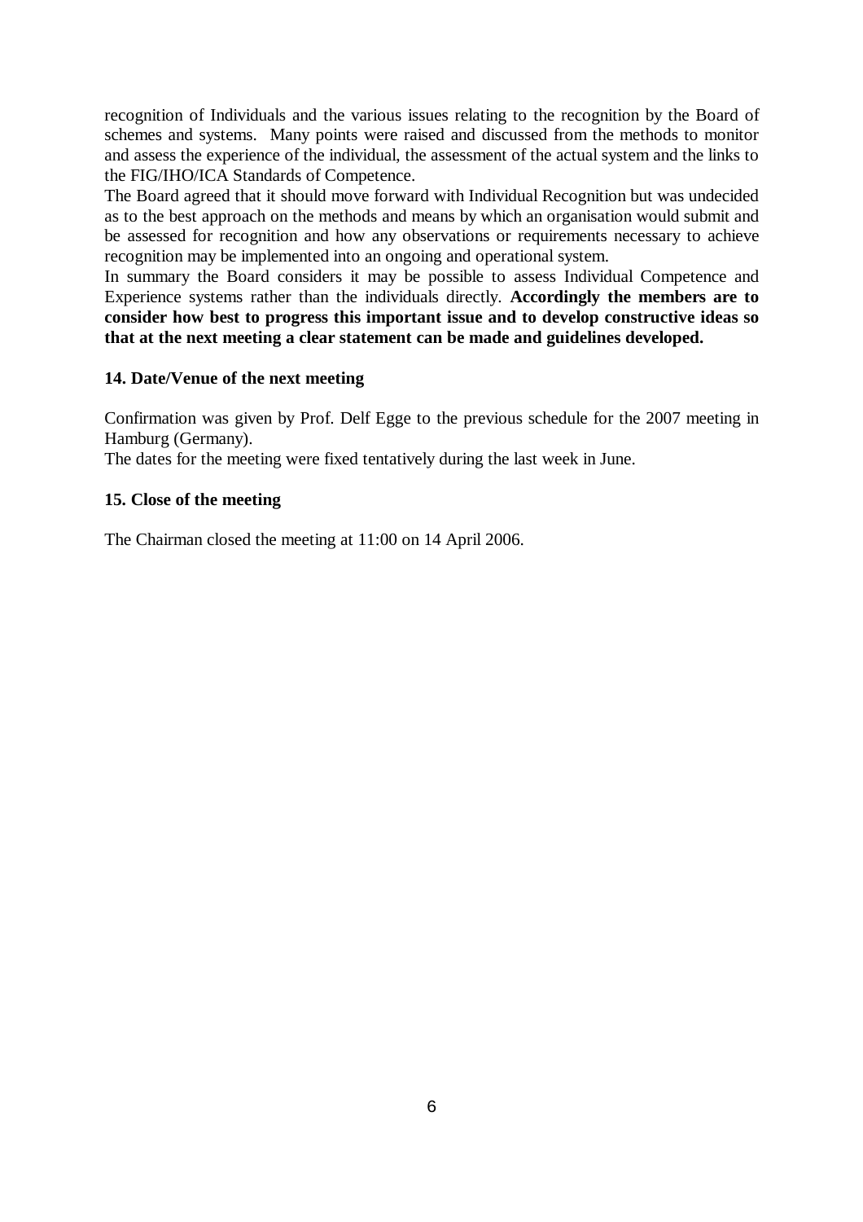recognition of Individuals and the various issues relating to the recognition by the Board of schemes and systems. Many points were raised and discussed from the methods to monitor and assess the experience of the individual, the assessment of the actual system and the links to the FIG/IHO/ICA Standards of Competence.

The Board agreed that it should move forward with Individual Recognition but was undecided as to the best approach on the methods and means by which an organisation would submit and be assessed for recognition and how any observations or requirements necessary to achieve recognition may be implemented into an ongoing and operational system.

In summary the Board considers it may be possible to assess Individual Competence and Experience systems rather than the individuals directly. **Accordingly the members are to consider how best to progress this important issue and to develop constructive ideas so that at the next meeting a clear statement can be made and guidelines developed.**

### 14. Date/Venue of the next meeting

Confirmation was given by Prof. Delf Egge to the previous schedule for the 2007 meeting in Hamburg (Germany).

The dates for the meeting were fixed tentatively during the last week in June.

### 15. Close of the meeting

The Chairman closed the meeting at 11:00 on 14 April 2006.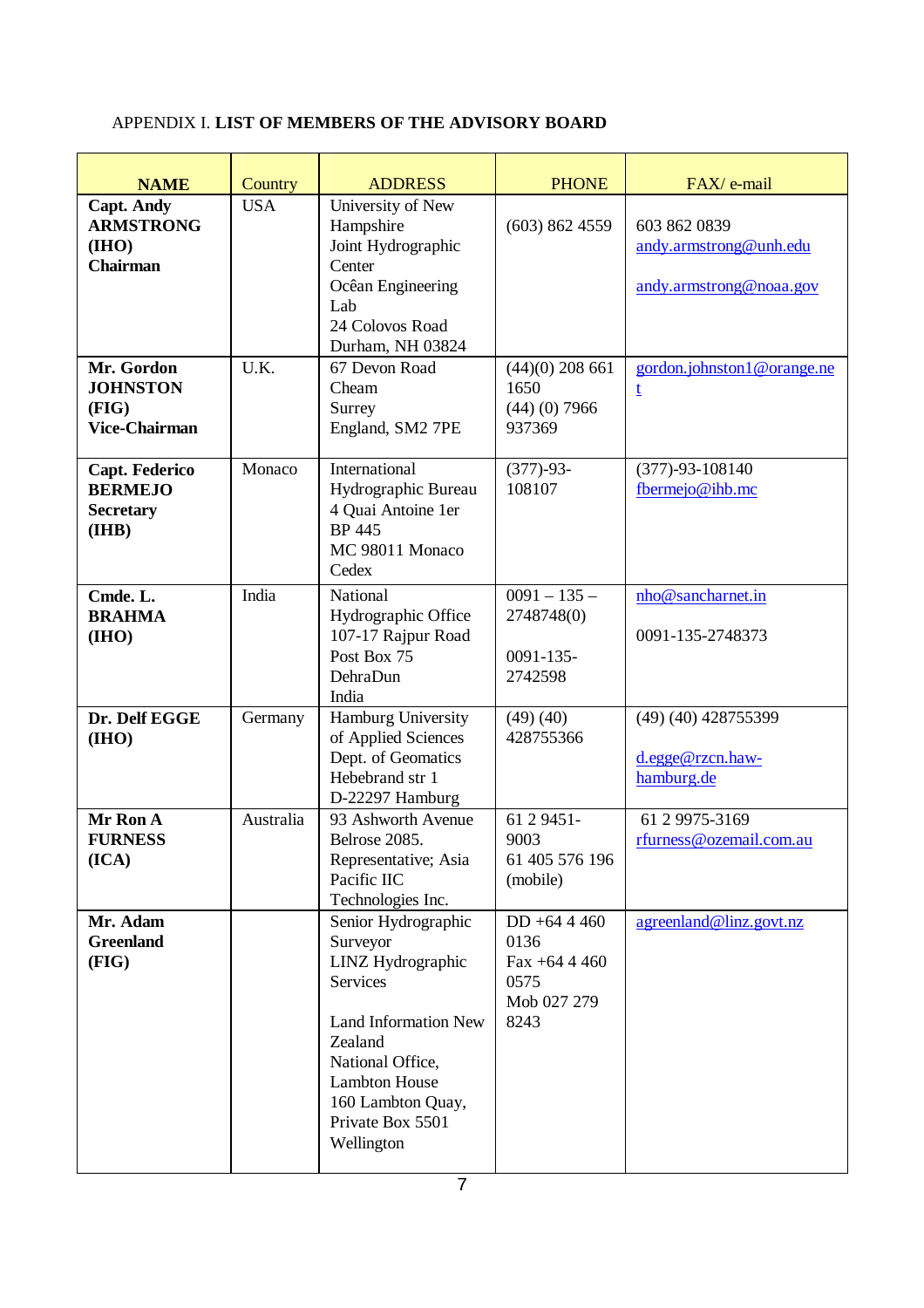APPENDIX I. **LIST OF MEMBERS OF THE ADVISORY BOARD**

| NAME | Country | ADDRESS | PHONE | FAX/ e-mail |
|---|---|---|---|---|
| **Capt. Andy ARMSTRONG (IHO) Chairman** | USA | University of New Hampshire Joint Hydrographic Center Ocêan Engineering Lab 24 Colovos Road Durham, NH 03824 | (603) 862 4559 | 603 862 0839 andy.armstrong@unh.edu andy.armstrong@noaa.gov |
| **Mr. Gordon JOHNSTON (FIG) Vice-Chairman** | U.K. | 67 Devon Road Cheam Surrey England, SM2 7PE | (44)(0) 208 661 1650 (44) (0) 7966 937369 | gordon.johnston1@orange.net |
| **Capt. Federico BERMEJO Secretary (IHB)** | Monaco | International Hydrographic Bureau 4 Quai Antoine 1er BP 445 MC 98011 Monaco Cedex | (377)-93-108107 | (377)-93-108140 fbermejo@ihb.mc |
| **Cmde. L. BRAHMA (IHO)** | India | National Hydrographic Office 107-17 Rajpur Road Post Box 75 DehraDun India | 0091 – 135 – 2748748(0) 0091-135-2742598 | nho@sancharnet.in 0091-135-2748373 |
| **Dr. Delf EGGE (IHO)** | Germany | Hamburg University of Applied Sciences Dept. of Geomatics Hebebrand str 1 D-22297 Hamburg | (49) (40) 428755366 | (49) (40) 428755399 d.egge@rzcn.haw-hamburg.de |
| **Mr Ron A FURNESS (ICA)** | Australia | 93 Ashworth Avenue Belrose 2085. Representative; Asia Pacific IIC Technologies Inc. | 61 2 9451-9003 61 405 576 196 (mobile) | 61 2 9975-3169 rfurness@ozemail.com.au |
| **Mr. Adam Greenland (FIG)** | | Senior Hydrographic Surveyor LINZ Hydrographic Services Land Information New Zealand National Office, Lambton House 160 Lambton Quay, Private Box 5501 Wellington | DD +64 4 460 0136 Fax +64 4 460 0575 Mob 027 279 8243 | agreenland@linz.govt.nz |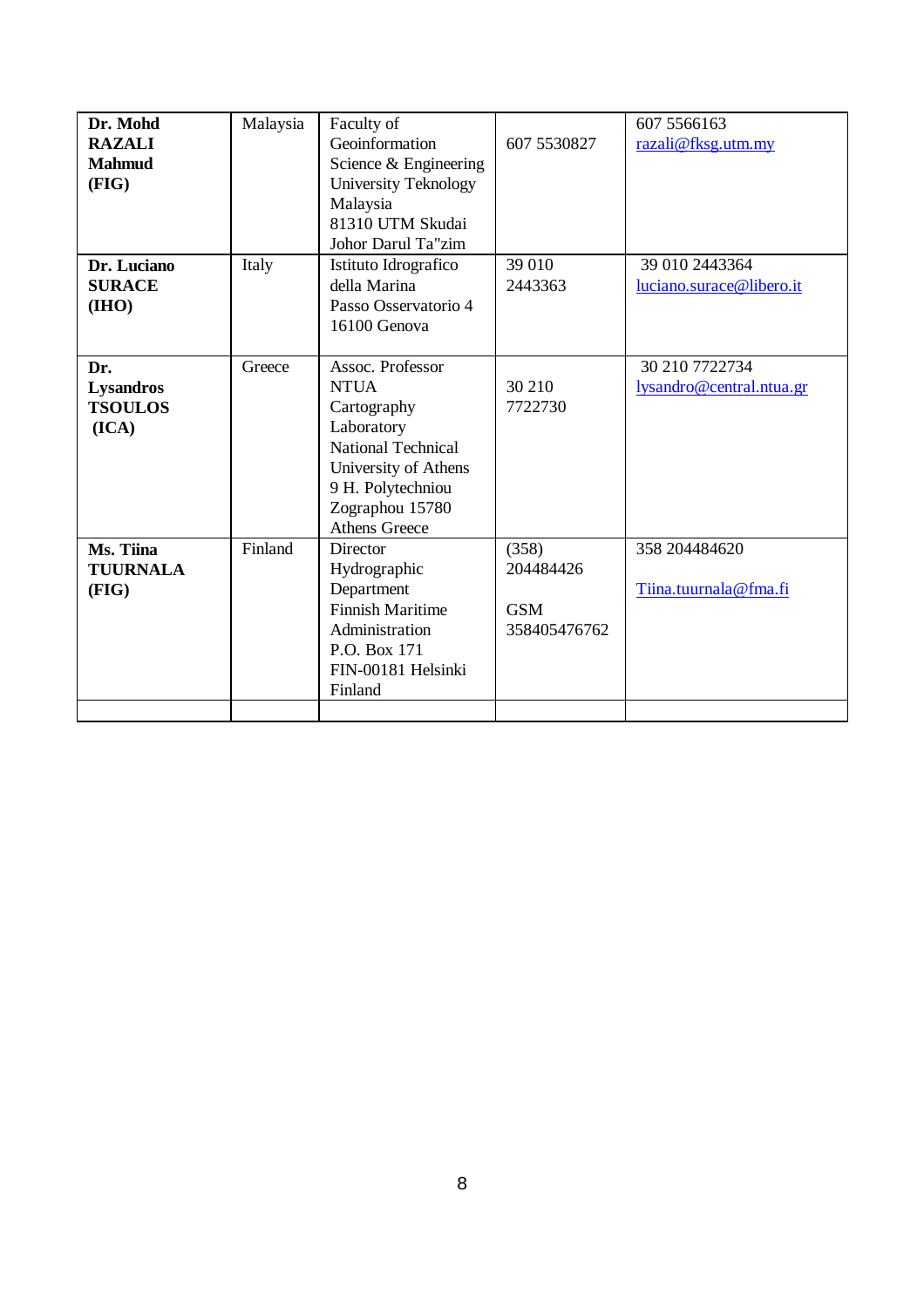| | | | | |
|---|---|---|---|---|
| **Dr. Mohd RAZALI Mahmud (FIG)** | Malaysia | Faculty of Geoinformation Science & Engineering University Teknology Malaysia 81310 UTM Skudai Johor Darul Ta"zim | 607 5530827 | 607 5566163 razali@fksg.utm.my |
| **Dr. Luciano SURACE (IHO)** | Italy | Istituto Idrografico della Marina Passo Osservatorio 4 16100 Genova | 39 010 2443363 | 39 010 2443364 luciano.surace@libero.it |
| **Dr. Lysandros TSOULOS (ICA)** | Greece | Assoc. Professor NTUA Cartography Laboratory National Technical University of Athens 9 H. Polytechniou Zographou 15780 Athens Greece | 30 210 7722730 | 30 210 7722734 lysandro@central.ntua.gr |
| **Ms. Tiina TUURNALA (FIG)** | Finland | Director Hydrographic Department Finnish Maritime Administration P.O. Box 171 FIN-00181 Helsinki Finland | (358) 204484426 GSM 358405476762 | 358 204484620 Tiina.tuurnala@fma.fi |
| | | | | |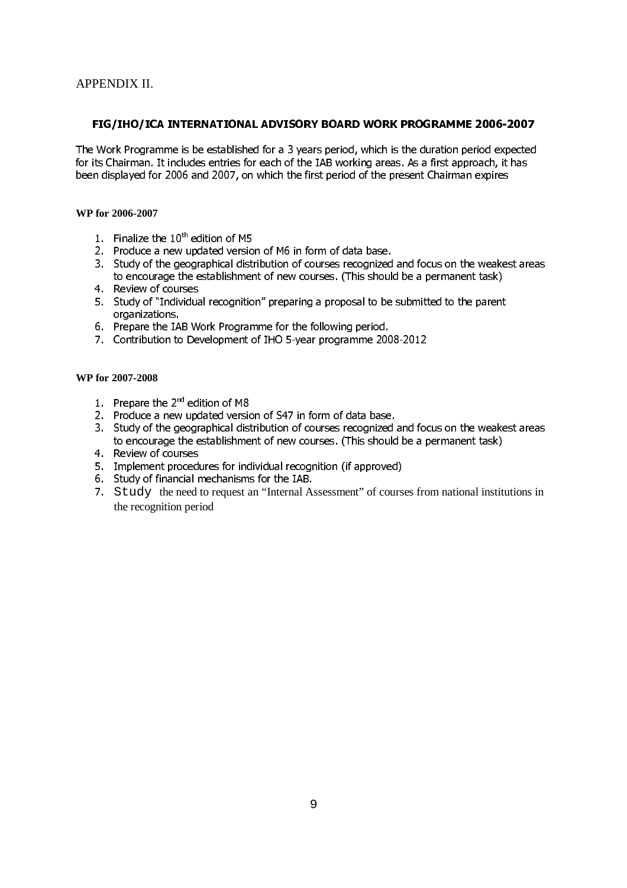APPENDIX II.

### FIG/IHO/ICA INTERNATIONAL ADVISORY BOARD WORK PROGRAMME 2006-2007

The Work Programme is be established for a 3 years period, which is the duration period expected for its Chairman. It includes entries for each of the IAB working areas. As a first approach, it has been displayed for 2006 and 2007, on which the first period of the present Chairman expires

**WP for 2006-2007**

1. Finalize the 10th edition of M5
2. Produce a new updated version of M6 in form of data base.
3. Study of the geographical distribution of courses recognized and focus on the weakest areas to encourage the establishment of new courses. (This should be a permanent task)
4. Review of courses
5. Study of "Individual recognition" preparing a proposal to be submitted to the parent organizations.
6. Prepare the IAB Work Programme for the following period.
7. Contribution to Development of IHO 5-year programme 2008-2012

**WP for 2007-2008**

1. Prepare the 2nd edition of M8
2. Produce a new updated version of S47 in form of data base.
3. Study of the geographical distribution of courses recognized and focus on the weakest areas to encourage the establishment of new courses. (This should be a permanent task)
4. Review of courses
5. Implement procedures for individual recognition (if approved)
6. Study of financial mechanisms for the IAB.
7. Study the need to request an "Internal Assessment" of courses from national institutions in the recognition period